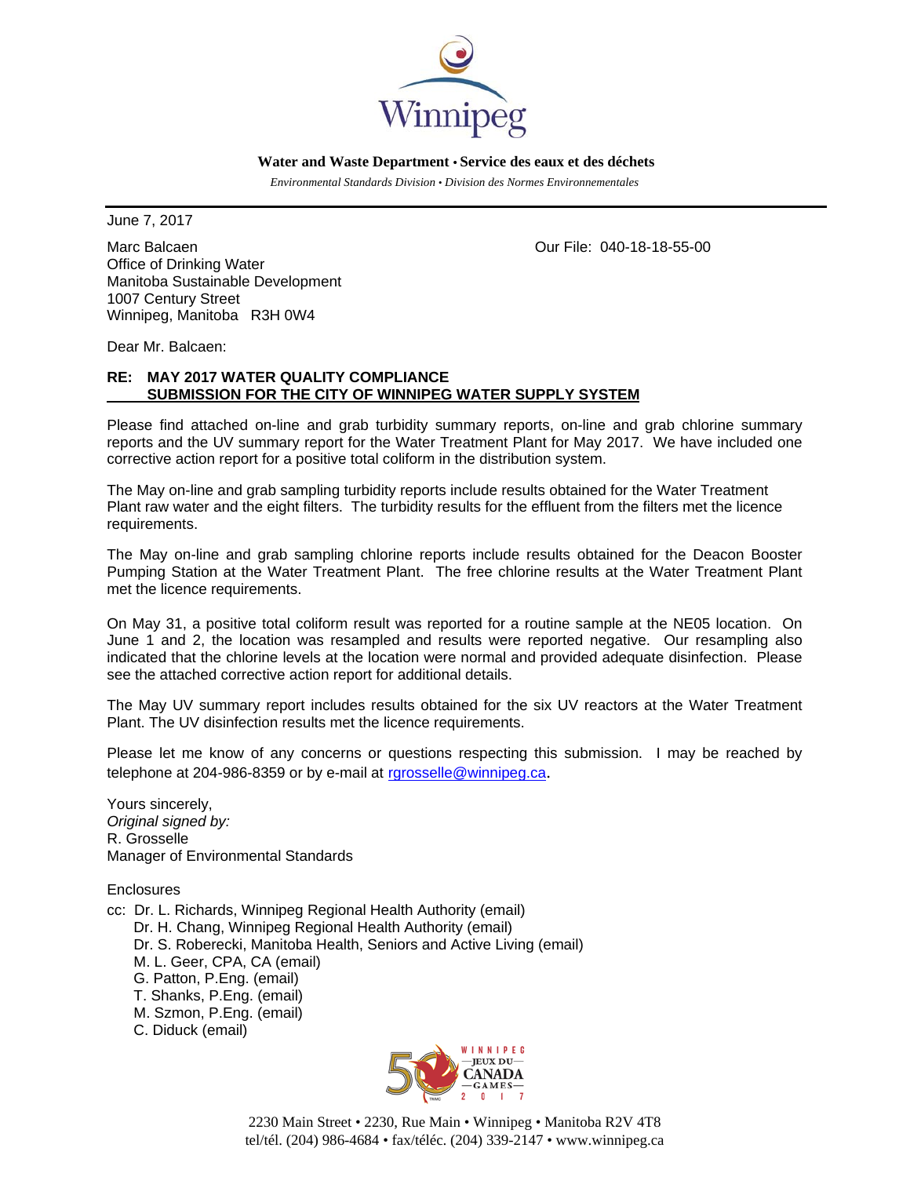Winnipeg

**Water and Waste Department • Service des eaux et des déchets**

*Environmental Standards Division • Division des Normes Environnementales*

June 7, 2017

Marc Balcaen
Office of Drinking Water
Manitoba Sustainable Development
1007 Century Street
Winnipeg, Manitoba R3H 0W4

Our File: 040-18-18-55-00

Dear Mr. Balcaen:

**RE: MAY 2017 WATER QUALITY COMPLIANCE SUBMISSION FOR THE CITY OF WINNIPEG WATER SUPPLY SYSTEM**

Please find attached on-line and grab turbidity summary reports, on-line and grab chlorine summary reports and the UV summary report for the Water Treatment Plant for May 2017. We have included one corrective action report for a positive total coliform in the distribution system.

The May on-line and grab sampling turbidity reports include results obtained for the Water Treatment Plant raw water and the eight filters. The turbidity results for the effluent from the filters met the licence requirements.

The May on-line and grab sampling chlorine reports include results obtained for the Deacon Booster Pumping Station at the Water Treatment Plant. The free chlorine results at the Water Treatment Plant met the licence requirements.

On May 31, a positive total coliform result was reported for a routine sample at the NE05 location. On June 1 and 2, the location was resampled and results were reported negative. Our resampling also indicated that the chlorine levels at the location were normal and provided adequate disinfection. Please see the attached corrective action report for additional details.

The May UV summary report includes results obtained for the six UV reactors at the Water Treatment Plant. The UV disinfection results met the licence requirements.

Please let me know of any concerns or questions respecting this submission. I may be reached by telephone at 204-986-8359 or by e-mail at rgrosselle@winnipeg.ca.

Yours sincerely,
*Original signed by:*
R. Grosselle
Manager of Environmental Standards

Enclosures

cc: Dr. L. Richards, Winnipeg Regional Health Authority (email)
Dr. H. Chang, Winnipeg Regional Health Authority (email)
Dr. S. Roberecki, Manitoba Health, Seniors and Active Living (email)
M. L. Geer, CPA, CA (email)
G. Patton, P.Eng. (email)
T. Shanks, P.Eng. (email)
M. Szmon, P.Eng. (email)
C. Diduck (email)

2230 Main Street • 2230, Rue Main • Winnipeg • Manitoba R2V 4T8
tel/tél. (204) 986-4684 • fax/téléc. (204) 339-2147 • www.winnipeg.ca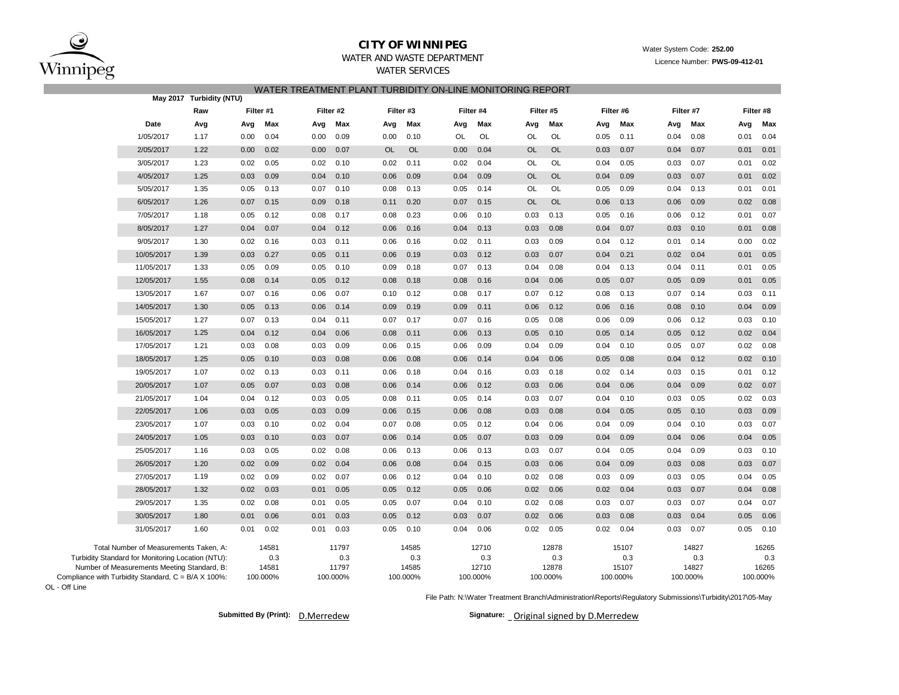# CITY OF WINNIPEG

WATER AND WASTE DEPARTMENT

WATER SERVICES

Water System Code: **252.00**

Licence Number: **PWS-09-412-01**

## WATER TREATMENT PLANT TURBIDITY ON-LINE MONITORING REPORT

**May 2017 Turbidity (NTU)**

| | Raw | Filter #1 | | Filter #2 | | Filter #3 | | Filter #4 | | Filter #5 | | Filter #6 | | Filter #7 | | Filter #8 | |
|---|---|---|---|---|---|---|---|---|---|---|---|---|---|---|---|---|---|
| **Date** | **Avg** | **Avg** | **Max** | **Avg** | **Max** | **Avg** | **Max** | **Avg** | **Max** | **Avg** | **Max** | **Avg** | **Max** | **Avg** | **Max** | **Avg** | **Max** |
| 1/05/2017 | 1.17 | 0.00 | 0.04 | 0.00 | 0.09 | 0.00 | 0.10 | OL | OL | OL | OL | 0.05 | 0.11 | 0.04 | 0.08 | 0.01 | 0.04 |
| 2/05/2017 | 1.22 | 0.00 | 0.02 | 0.00 | 0.07 | OL | OL | 0.00 | 0.04 | OL | OL | 0.03 | 0.07 | 0.04 | 0.07 | 0.01 | 0.01 |
| 3/05/2017 | 1.23 | 0.02 | 0.05 | 0.02 | 0.10 | 0.02 | 0.11 | 0.02 | 0.04 | OL | OL | 0.04 | 0.05 | 0.03 | 0.07 | 0.01 | 0.02 |
| 4/05/2017 | 1.25 | 0.03 | 0.09 | 0.04 | 0.10 | 0.06 | 0.09 | 0.04 | 0.09 | OL | OL | 0.04 | 0.09 | 0.03 | 0.07 | 0.01 | 0.02 |
| 5/05/2017 | 1.35 | 0.05 | 0.13 | 0.07 | 0.10 | 0.08 | 0.13 | 0.05 | 0.14 | OL | OL | 0.05 | 0.09 | 0.04 | 0.13 | 0.01 | 0.01 |
| 6/05/2017 | 1.26 | 0.07 | 0.15 | 0.09 | 0.18 | 0.11 | 0.20 | 0.07 | 0.15 | OL | OL | 0.06 | 0.13 | 0.06 | 0.09 | 0.02 | 0.08 |
| 7/05/2017 | 1.18 | 0.05 | 0.12 | 0.08 | 0.17 | 0.08 | 0.23 | 0.06 | 0.10 | 0.03 | 0.13 | 0.05 | 0.16 | 0.06 | 0.12 | 0.01 | 0.07 |
| 8/05/2017 | 1.27 | 0.04 | 0.07 | 0.04 | 0.12 | 0.06 | 0.16 | 0.04 | 0.13 | 0.03 | 0.08 | 0.04 | 0.07 | 0.03 | 0.10 | 0.01 | 0.08 |
| 9/05/2017 | 1.30 | 0.02 | 0.16 | 0.03 | 0.11 | 0.06 | 0.16 | 0.02 | 0.11 | 0.03 | 0.09 | 0.04 | 0.12 | 0.01 | 0.14 | 0.00 | 0.02 |
| 10/05/2017 | 1.39 | 0.03 | 0.27 | 0.05 | 0.11 | 0.06 | 0.19 | 0.03 | 0.12 | 0.03 | 0.07 | 0.04 | 0.21 | 0.02 | 0.04 | 0.01 | 0.05 |
| 11/05/2017 | 1.33 | 0.05 | 0.09 | 0.05 | 0.10 | 0.09 | 0.18 | 0.07 | 0.13 | 0.04 | 0.08 | 0.04 | 0.13 | 0.04 | 0.11 | 0.01 | 0.05 |
| 12/05/2017 | 1.55 | 0.08 | 0.14 | 0.05 | 0.12 | 0.08 | 0.18 | 0.08 | 0.16 | 0.04 | 0.06 | 0.05 | 0.07 | 0.05 | 0.09 | 0.01 | 0.05 |
| 13/05/2017 | 1.67 | 0.07 | 0.16 | 0.06 | 0.07 | 0.10 | 0.12 | 0.08 | 0.17 | 0.07 | 0.12 | 0.08 | 0.13 | 0.07 | 0.14 | 0.03 | 0.11 |
| 14/05/2017 | 1.30 | 0.05 | 0.13 | 0.06 | 0.14 | 0.09 | 0.19 | 0.09 | 0.11 | 0.06 | 0.12 | 0.06 | 0.16 | 0.08 | 0.10 | 0.04 | 0.09 |
| 15/05/2017 | 1.27 | 0.07 | 0.13 | 0.04 | 0.11 | 0.07 | 0.17 | 0.07 | 0.16 | 0.05 | 0.08 | 0.06 | 0.09 | 0.06 | 0.12 | 0.03 | 0.10 |
| 16/05/2017 | 1.25 | 0.04 | 0.12 | 0.04 | 0.06 | 0.08 | 0.11 | 0.06 | 0.13 | 0.05 | 0.10 | 0.05 | 0.14 | 0.05 | 0.12 | 0.02 | 0.04 |
| 17/05/2017 | 1.21 | 0.03 | 0.08 | 0.03 | 0.09 | 0.06 | 0.15 | 0.06 | 0.09 | 0.04 | 0.09 | 0.04 | 0.10 | 0.05 | 0.07 | 0.02 | 0.08 |
| 18/05/2017 | 1.25 | 0.05 | 0.10 | 0.03 | 0.08 | 0.06 | 0.08 | 0.06 | 0.14 | 0.04 | 0.06 | 0.05 | 0.08 | 0.04 | 0.12 | 0.02 | 0.10 |
| 19/05/2017 | 1.07 | 0.02 | 0.13 | 0.03 | 0.11 | 0.06 | 0.18 | 0.04 | 0.16 | 0.03 | 0.18 | 0.02 | 0.14 | 0.03 | 0.15 | 0.01 | 0.12 |
| 20/05/2017 | 1.07 | 0.05 | 0.07 | 0.03 | 0.08 | 0.06 | 0.14 | 0.06 | 0.12 | 0.03 | 0.06 | 0.04 | 0.06 | 0.04 | 0.09 | 0.02 | 0.07 |
| 21/05/2017 | 1.04 | 0.04 | 0.12 | 0.03 | 0.05 | 0.08 | 0.11 | 0.05 | 0.14 | 0.03 | 0.07 | 0.04 | 0.10 | 0.03 | 0.05 | 0.02 | 0.03 |
| 22/05/2017 | 1.06 | 0.03 | 0.05 | 0.03 | 0.09 | 0.06 | 0.15 | 0.06 | 0.08 | 0.03 | 0.08 | 0.04 | 0.05 | 0.05 | 0.10 | 0.03 | 0.09 |
| 23/05/2017 | 1.07 | 0.03 | 0.10 | 0.02 | 0.04 | 0.07 | 0.08 | 0.05 | 0.12 | 0.04 | 0.06 | 0.04 | 0.09 | 0.04 | 0.10 | 0.03 | 0.07 |
| 24/05/2017 | 1.05 | 0.03 | 0.10 | 0.03 | 0.07 | 0.06 | 0.14 | 0.05 | 0.07 | 0.03 | 0.09 | 0.04 | 0.09 | 0.04 | 0.06 | 0.04 | 0.05 |
| 25/05/2017 | 1.16 | 0.03 | 0.05 | 0.02 | 0.08 | 0.06 | 0.13 | 0.06 | 0.13 | 0.03 | 0.07 | 0.04 | 0.05 | 0.04 | 0.09 | 0.03 | 0.10 |
| 26/05/2017 | 1.20 | 0.02 | 0.09 | 0.02 | 0.04 | 0.06 | 0.08 | 0.04 | 0.15 | 0.03 | 0.06 | 0.04 | 0.09 | 0.03 | 0.08 | 0.03 | 0.07 |
| 27/05/2017 | 1.19 | 0.02 | 0.09 | 0.02 | 0.07 | 0.06 | 0.12 | 0.04 | 0.10 | 0.02 | 0.08 | 0.03 | 0.09 | 0.03 | 0.05 | 0.04 | 0.05 |
| 28/05/2017 | 1.32 | 0.02 | 0.03 | 0.01 | 0.05 | 0.05 | 0.12 | 0.05 | 0.06 | 0.02 | 0.06 | 0.02 | 0.04 | 0.03 | 0.07 | 0.04 | 0.08 |
| 29/05/2017 | 1.35 | 0.02 | 0.08 | 0.01 | 0.05 | 0.05 | 0.07 | 0.04 | 0.10 | 0.02 | 0.08 | 0.03 | 0.07 | 0.03 | 0.07 | 0.04 | 0.07 |
| 30/05/2017 | 1.80 | 0.01 | 0.06 | 0.01 | 0.03 | 0.05 | 0.12 | 0.03 | 0.07 | 0.02 | 0.06 | 0.03 | 0.08 | 0.03 | 0.04 | 0.05 | 0.06 |
| 31/05/2017 | 1.60 | 0.01 | 0.02 | 0.01 | 0.03 | 0.05 | 0.10 | 0.04 | 0.06 | 0.02 | 0.05 | 0.02 | 0.04 | 0.03 | 0.07 | 0.05 | 0.10 |

| | Filter #1 | Filter #2 | Filter #3 | Filter #4 | Filter #5 | Filter #6 | Filter #7 | Filter #8 |
|---|---|---|---|---|---|---|---|---|
| Total Number of Measurements Taken, A: | 14581 | 11797 | 14585 | 12710 | 12878 | 15107 | 14827 | 16265 |
| Turbidity Standard for Monitoring Location (NTU): | 0.3 | 0.3 | 0.3 | 0.3 | 0.3 | 0.3 | 0.3 | 0.3 |
| Number of Measurements Meeting Standard, B: | 14581 | 11797 | 14585 | 12710 | 12878 | 15107 | 14827 | 16265 |
| Compliance with Turbidity Standard, C = B/A X 100%: | 100.000% | 100.000% | 100.000% | 100.000% | 100.000% | 100.000% | 100.000% | 100.000% |

OL - Off Line

File Path: N:\Water Treatment Branch\Administration\Reports\Regulatory Submissions\Turbidity\2017\05-May

**Submitted By (Print):** D.Merredew

**Signature:** Original signed by D.Merredew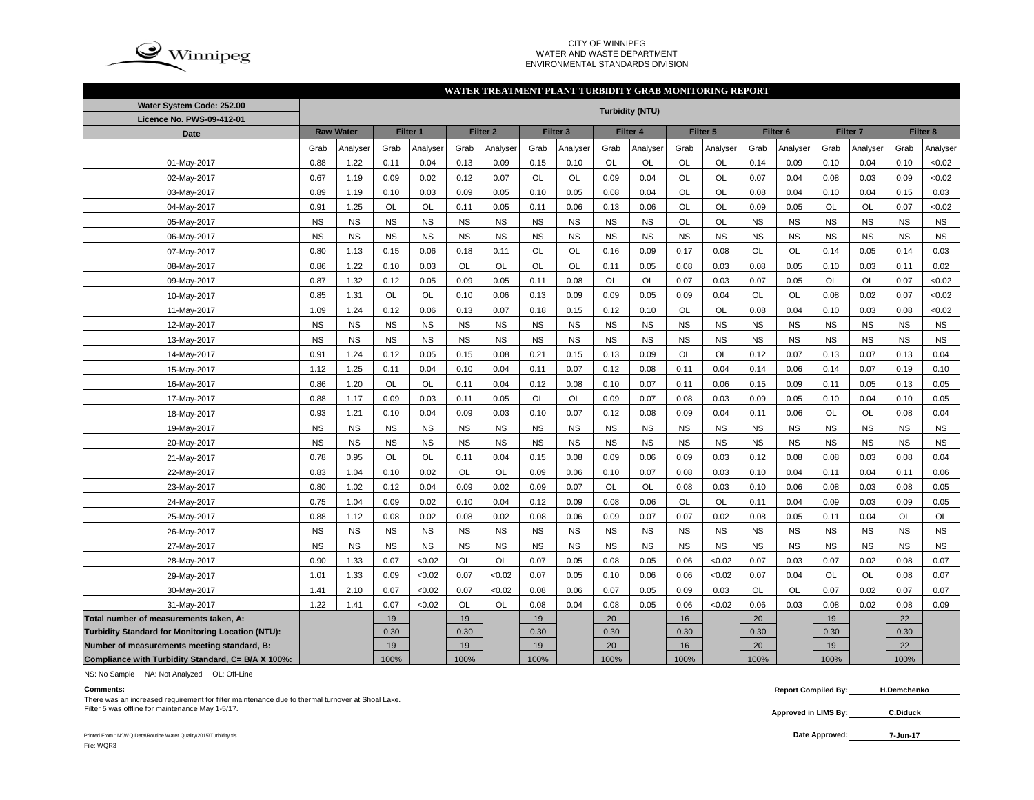CITY OF WINNIPEG
WATER AND WASTE DEPARTMENT
ENVIRONMENTAL STANDARDS DIVISION

## WATER TREATMENT PLANT TURBIDITY GRAB MONITORING REPORT

| Water System Code: 252.00 | Turbidity (NTU) | | | | | | | | | | | | | | | | | |
|---|---|---|---|---|---|---|---|---|---|---|---|---|---|---|---|---|---|---|
| Licence No. PWS-09-412-01 | | | | | | | | | | | | | | | | | | |
| Date | Raw Water | | Filter 1 | | Filter 2 | | Filter 3 | | Filter 4 | | Filter 5 | | Filter 6 | | Filter 7 | | Filter 8 | |
| | Grab | Analyser | Grab | Analyser | Grab | Analyser | Grab | Analyser | Grab | Analyser | Grab | Analyser | Grab | Analyser | Grab | Analyser | Grab | Analyser |
| 01-May-2017 | 0.88 | 1.22 | 0.11 | 0.04 | 0.13 | 0.09 | 0.15 | 0.10 | OL | OL | OL | OL | 0.14 | 0.09 | 0.10 | 0.04 | 0.10 | <0.02 |
| 02-May-2017 | 0.67 | 1.19 | 0.09 | 0.02 | 0.12 | 0.07 | OL | OL | 0.09 | 0.04 | OL | OL | 0.07 | 0.04 | 0.08 | 0.03 | 0.09 | <0.02 |
| 03-May-2017 | 0.89 | 1.19 | 0.10 | 0.03 | 0.09 | 0.05 | 0.10 | 0.05 | 0.08 | 0.04 | OL | OL | 0.08 | 0.04 | 0.10 | 0.04 | 0.15 | 0.03 |
| 04-May-2017 | 0.91 | 1.25 | OL | OL | 0.11 | 0.05 | 0.11 | 0.06 | 0.13 | 0.06 | OL | OL | 0.09 | 0.05 | OL | OL | 0.07 | <0.02 |
| 05-May-2017 | NS | NS | NS | NS | NS | NS | NS | NS | NS | NS | OL | OL | NS | NS | NS | NS | NS | NS |
| 06-May-2017 | NS | NS | NS | NS | NS | NS | NS | NS | NS | NS | NS | NS | NS | NS | NS | NS | NS | NS |
| 07-May-2017 | 0.80 | 1.13 | 0.15 | 0.06 | 0.18 | 0.11 | OL | OL | 0.16 | 0.09 | 0.17 | 0.08 | OL | OL | 0.14 | 0.05 | 0.14 | 0.03 |
| 08-May-2017 | 0.86 | 1.22 | 0.10 | 0.03 | OL | OL | OL | OL | 0.11 | 0.05 | 0.08 | 0.03 | 0.08 | 0.05 | 0.10 | 0.03 | 0.11 | 0.02 |
| 09-May-2017 | 0.87 | 1.32 | 0.12 | 0.05 | 0.09 | 0.05 | 0.11 | 0.08 | OL | OL | 0.07 | 0.03 | 0.07 | 0.05 | OL | OL | 0.07 | <0.02 |
| 10-May-2017 | 0.85 | 1.31 | OL | OL | 0.10 | 0.06 | 0.13 | 0.09 | 0.09 | 0.05 | 0.09 | 0.04 | OL | OL | 0.08 | 0.02 | 0.07 | <0.02 |
| 11-May-2017 | 1.09 | 1.24 | 0.12 | 0.06 | 0.13 | 0.07 | 0.18 | 0.15 | 0.12 | 0.10 | OL | OL | 0.08 | 0.04 | 0.10 | 0.03 | 0.08 | <0.02 |
| 12-May-2017 | NS | NS | NS | NS | NS | NS | NS | NS | NS | NS | NS | NS | NS | NS | NS | NS | NS | NS |
| 13-May-2017 | NS | NS | NS | NS | NS | NS | NS | NS | NS | NS | NS | NS | NS | NS | NS | NS | NS | NS |
| 14-May-2017 | 0.91 | 1.24 | 0.12 | 0.05 | 0.15 | 0.08 | 0.21 | 0.15 | 0.13 | 0.09 | OL | OL | 0.12 | 0.07 | 0.13 | 0.07 | 0.13 | 0.04 |
| 15-May-2017 | 1.12 | 1.25 | 0.11 | 0.04 | 0.10 | 0.04 | 0.11 | 0.07 | 0.12 | 0.08 | 0.11 | 0.04 | 0.14 | 0.06 | 0.14 | 0.07 | 0.19 | 0.10 |
| 16-May-2017 | 0.86 | 1.20 | OL | OL | 0.11 | 0.04 | 0.12 | 0.08 | 0.10 | 0.07 | 0.11 | 0.06 | 0.15 | 0.09 | 0.11 | 0.05 | 0.13 | 0.05 |
| 17-May-2017 | 0.88 | 1.17 | 0.09 | 0.03 | 0.11 | 0.05 | OL | OL | 0.09 | 0.07 | 0.08 | 0.03 | 0.09 | 0.05 | 0.10 | 0.04 | 0.10 | 0.05 |
| 18-May-2017 | 0.93 | 1.21 | 0.10 | 0.04 | 0.09 | 0.03 | 0.10 | 0.07 | 0.12 | 0.08 | 0.09 | 0.04 | 0.11 | 0.06 | OL | OL | 0.08 | 0.04 |
| 19-May-2017 | NS | NS | NS | NS | NS | NS | NS | NS | NS | NS | NS | NS | NS | NS | NS | NS | NS | NS |
| 20-May-2017 | NS | NS | NS | NS | NS | NS | NS | NS | NS | NS | NS | NS | NS | NS | NS | NS | NS | NS |
| 21-May-2017 | 0.78 | 0.95 | OL | OL | 0.11 | 0.04 | 0.15 | 0.08 | 0.09 | 0.06 | 0.09 | 0.03 | 0.12 | 0.08 | 0.08 | 0.03 | 0.08 | 0.04 |
| 22-May-2017 | 0.83 | 1.04 | 0.10 | 0.02 | OL | OL | 0.09 | 0.06 | 0.10 | 0.07 | 0.08 | 0.03 | 0.10 | 0.04 | 0.11 | 0.04 | 0.11 | 0.06 |
| 23-May-2017 | 0.80 | 1.02 | 0.12 | 0.04 | 0.09 | 0.02 | 0.09 | 0.07 | OL | OL | 0.08 | 0.03 | 0.10 | 0.06 | 0.08 | 0.03 | 0.08 | 0.05 |
| 24-May-2017 | 0.75 | 1.04 | 0.09 | 0.02 | 0.10 | 0.04 | 0.12 | 0.09 | 0.08 | 0.06 | OL | OL | 0.11 | 0.04 | 0.09 | 0.03 | 0.09 | 0.05 |
| 25-May-2017 | 0.88 | 1.12 | 0.08 | 0.02 | 0.08 | 0.02 | 0.08 | 0.06 | 0.09 | 0.07 | 0.07 | 0.02 | 0.08 | 0.05 | 0.11 | 0.04 | OL | OL |
| 26-May-2017 | NS | NS | NS | NS | NS | NS | NS | NS | NS | NS | NS | NS | NS | NS | NS | NS | NS | NS |
| 27-May-2017 | NS | NS | NS | NS | NS | NS | NS | NS | NS | NS | NS | NS | NS | NS | NS | NS | NS | NS |
| 28-May-2017 | 0.90 | 1.33 | 0.07 | <0.02 | OL | OL | 0.07 | 0.05 | 0.08 | 0.05 | 0.06 | <0.02 | 0.07 | 0.03 | 0.07 | 0.02 | 0.08 | 0.07 |
| 29-May-2017 | 1.01 | 1.33 | 0.09 | <0.02 | 0.07 | <0.02 | 0.07 | 0.05 | 0.10 | 0.06 | 0.06 | <0.02 | 0.07 | 0.04 | OL | OL | 0.08 | 0.07 |
| 30-May-2017 | 1.41 | 2.10 | 0.07 | <0.02 | 0.07 | <0.02 | 0.08 | 0.06 | 0.07 | 0.05 | 0.09 | 0.03 | OL | OL | 0.07 | 0.02 | 0.07 | 0.07 |
| 31-May-2017 | 1.22 | 1.41 | 0.07 | <0.02 | OL | OL | 0.08 | 0.04 | 0.08 | 0.05 | 0.06 | <0.02 | 0.06 | 0.03 | 0.08 | 0.02 | 0.08 | 0.09 |
| Total number of measurements taken, A: | | | 19 | | 19 | | 19 | | 20 | | 16 | | 20 | | 19 | | 22 | |
| Turbidity Standard for Monitoring Location (NTU): | | | 0.30 | | 0.30 | | 0.30 | | 0.30 | | 0.30 | | 0.30 | | 0.30 | | 0.30 | |
| Number of measurements meeting standard, B: | | | 19 | | 19 | | 19 | | 20 | | 16 | | 20 | | 19 | | 22 | |
| Compliance with Turbidity Standard, C= B/A X 100%: | | | 100% | | 100% | | 100% | | 100% | | 100% | | 100% | | 100% | | 100% | |

NS: No Sample NA: Not Analyzed OL: Off-Line

**Comments:**

There was an increased requirement for filter maintenance due to thermal turnover at Shoal Lake.
Filter 5 was offline for maintenance May 1-5/17.

**Report Compiled By:** H.Demchenko

**Approved in LIMS By:** C.Diduck

**Date Approved:** 7-Jun-17

Printed From : N:\WQ Data\Routine Water Quality\2015\Turbidity.xls
File: WQR3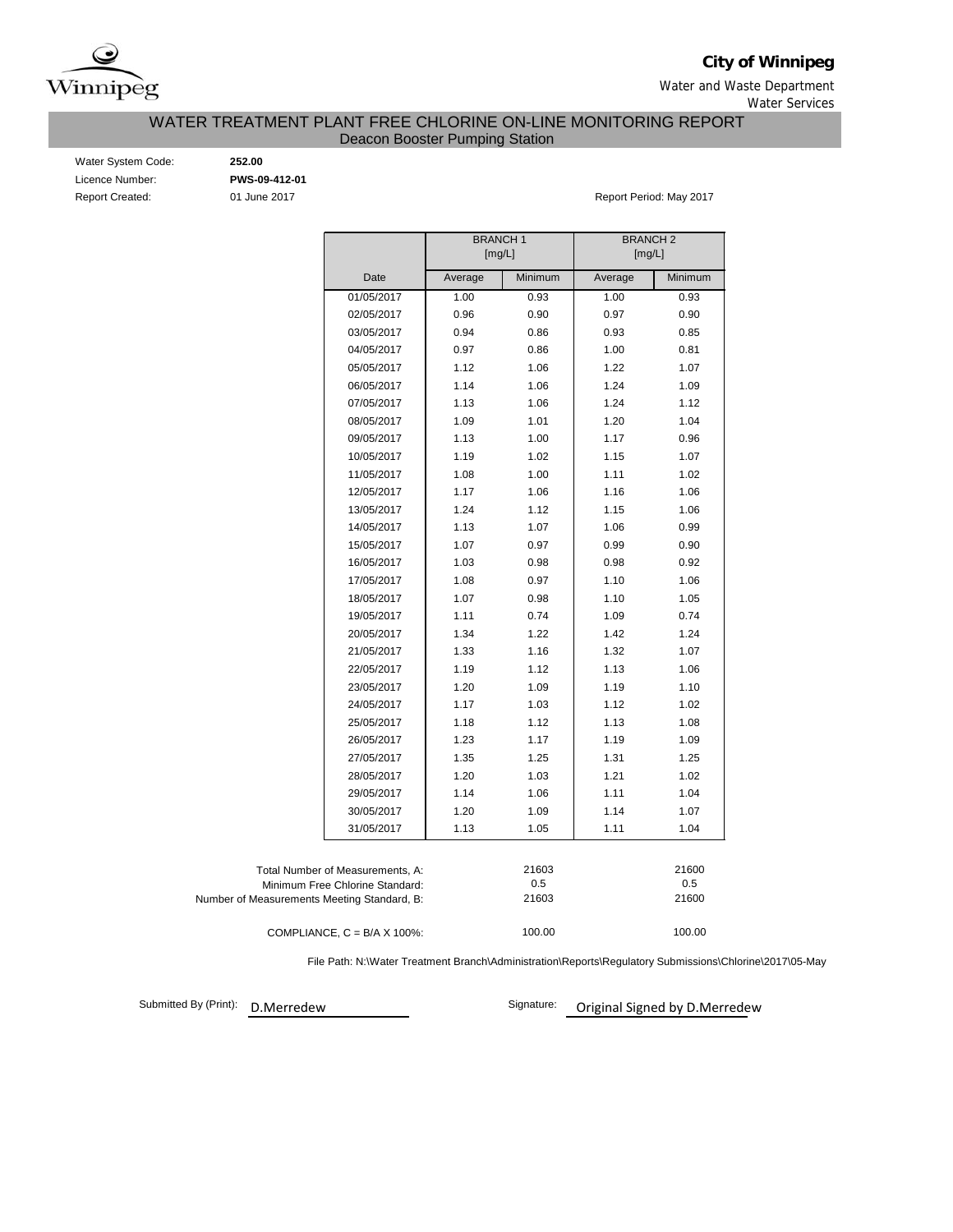**City of Winnipeg**

Water and Waste Department

Water Services

# WATER TREATMENT PLANT FREE CHLORINE ON-LINE MONITORING REPORT

## Deacon Booster Pumping Station

Water System Code: **252.00**

Licence Number: **PWS-09-412-01**

Report Created: 01 June 2017

Report Period: May 2017

| | BRANCH 1 [mg/L] | | BRANCH 2 [mg/L] | |
|---|---|---|---|---|
| Date | Average | Minimum | Average | Minimum |
| 01/05/2017 | 1.00 | 0.93 | 1.00 | 0.93 |
| 02/05/2017 | 0.96 | 0.90 | 0.97 | 0.90 |
| 03/05/2017 | 0.94 | 0.86 | 0.93 | 0.85 |
| 04/05/2017 | 0.97 | 0.86 | 1.00 | 0.81 |
| 05/05/2017 | 1.12 | 1.06 | 1.22 | 1.07 |
| 06/05/2017 | 1.14 | 1.06 | 1.24 | 1.09 |
| 07/05/2017 | 1.13 | 1.06 | 1.24 | 1.12 |
| 08/05/2017 | 1.09 | 1.01 | 1.20 | 1.04 |
| 09/05/2017 | 1.13 | 1.00 | 1.17 | 0.96 |
| 10/05/2017 | 1.19 | 1.02 | 1.15 | 1.07 |
| 11/05/2017 | 1.08 | 1.00 | 1.11 | 1.02 |
| 12/05/2017 | 1.17 | 1.06 | 1.16 | 1.06 |
| 13/05/2017 | 1.24 | 1.12 | 1.15 | 1.06 |
| 14/05/2017 | 1.13 | 1.07 | 1.06 | 0.99 |
| 15/05/2017 | 1.07 | 0.97 | 0.99 | 0.90 |
| 16/05/2017 | 1.03 | 0.98 | 0.98 | 0.92 |
| 17/05/2017 | 1.08 | 0.97 | 1.10 | 1.06 |
| 18/05/2017 | 1.07 | 0.98 | 1.10 | 1.05 |
| 19/05/2017 | 1.11 | 0.74 | 1.09 | 0.74 |
| 20/05/2017 | 1.34 | 1.22 | 1.42 | 1.24 |
| 21/05/2017 | 1.33 | 1.16 | 1.32 | 1.07 |
| 22/05/2017 | 1.19 | 1.12 | 1.13 | 1.06 |
| 23/05/2017 | 1.20 | 1.09 | 1.19 | 1.10 |
| 24/05/2017 | 1.17 | 1.03 | 1.12 | 1.02 |
| 25/05/2017 | 1.18 | 1.12 | 1.13 | 1.08 |
| 26/05/2017 | 1.23 | 1.17 | 1.19 | 1.09 |
| 27/05/2017 | 1.35 | 1.25 | 1.31 | 1.25 |
| 28/05/2017 | 1.20 | 1.03 | 1.21 | 1.02 |
| 29/05/2017 | 1.14 | 1.06 | 1.11 | 1.04 |
| 30/05/2017 | 1.20 | 1.09 | 1.14 | 1.07 |
| 31/05/2017 | 1.13 | 1.05 | 1.11 | 1.04 |

| | BRANCH 1 | BRANCH 2 |
|---|---|---|
| Total Number of Measurements, A: | 21603 | 21600 |
| Minimum Free Chlorine Standard: | 0.5 | 0.5 |
| Number of Measurements Meeting Standard, B: | 21603 | 21600 |
| COMPLIANCE, C = B/A X 100%: | 100.00 | 100.00 |

File Path: N:\Water Treatment Branch\Administration\Reports\Regulatory Submissions\Chlorine\2017\05-May

Submitted By (Print): D.Merredew

Signature: Original Signed by D.Merredew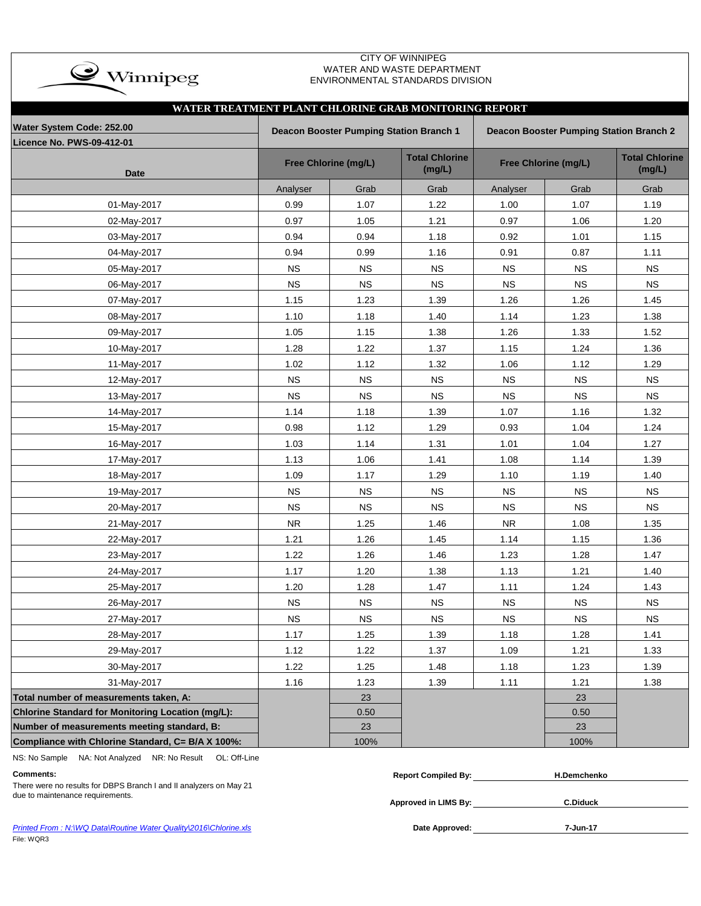CITY OF WINNIPEG
WATER AND WASTE DEPARTMENT
ENVIRONMENTAL STANDARDS DIVISION

## WATER TREATMENT PLANT CHLORINE GRAB MONITORING REPORT

**Water System Code: 252.00**
**Licence No. PWS-09-412-01**

| Date | Deacon Booster Pumping Station Branch 1 | | | Deacon Booster Pumping Station Branch 2 | | |
|---|---|---|---|---|---|---|
| | Free Chlorine (mg/L) | | Total Chlorine (mg/L) | Free Chlorine (mg/L) | | Total Chlorine (mg/L) |
| | Analyser | Grab | Grab | Analyser | Grab | Grab |
| 01-May-2017 | 0.99 | 1.07 | 1.22 | 1.00 | 1.07 | 1.19 |
| 02-May-2017 | 0.97 | 1.05 | 1.21 | 0.97 | 1.06 | 1.20 |
| 03-May-2017 | 0.94 | 0.94 | 1.18 | 0.92 | 1.01 | 1.15 |
| 04-May-2017 | 0.94 | 0.99 | 1.16 | 0.91 | 0.87 | 1.11 |
| 05-May-2017 | NS | NS | NS | NS | NS | NS |
| 06-May-2017 | NS | NS | NS | NS | NS | NS |
| 07-May-2017 | 1.15 | 1.23 | 1.39 | 1.26 | 1.26 | 1.45 |
| 08-May-2017 | 1.10 | 1.18 | 1.40 | 1.14 | 1.23 | 1.38 |
| 09-May-2017 | 1.05 | 1.15 | 1.38 | 1.26 | 1.33 | 1.52 |
| 10-May-2017 | 1.28 | 1.22 | 1.37 | 1.15 | 1.24 | 1.36 |
| 11-May-2017 | 1.02 | 1.12 | 1.32 | 1.06 | 1.12 | 1.29 |
| 12-May-2017 | NS | NS | NS | NS | NS | NS |
| 13-May-2017 | NS | NS | NS | NS | NS | NS |
| 14-May-2017 | 1.14 | 1.18 | 1.39 | 1.07 | 1.16 | 1.32 |
| 15-May-2017 | 0.98 | 1.12 | 1.29 | 0.93 | 1.04 | 1.24 |
| 16-May-2017 | 1.03 | 1.14 | 1.31 | 1.01 | 1.04 | 1.27 |
| 17-May-2017 | 1.13 | 1.06 | 1.41 | 1.08 | 1.14 | 1.39 |
| 18-May-2017 | 1.09 | 1.17 | 1.29 | 1.10 | 1.19 | 1.40 |
| 19-May-2017 | NS | NS | NS | NS | NS | NS |
| 20-May-2017 | NS | NS | NS | NS | NS | NS |
| 21-May-2017 | NR | 1.25 | 1.46 | NR | 1.08 | 1.35 |
| 22-May-2017 | 1.21 | 1.26 | 1.45 | 1.14 | 1.15 | 1.36 |
| 23-May-2017 | 1.22 | 1.26 | 1.46 | 1.23 | 1.28 | 1.47 |
| 24-May-2017 | 1.17 | 1.20 | 1.38 | 1.13 | 1.21 | 1.40 |
| 25-May-2017 | 1.20 | 1.28 | 1.47 | 1.11 | 1.24 | 1.43 |
| 26-May-2017 | NS | NS | NS | NS | NS | NS |
| 27-May-2017 | NS | NS | NS | NS | NS | NS |
| 28-May-2017 | 1.17 | 1.25 | 1.39 | 1.18 | 1.28 | 1.41 |
| 29-May-2017 | 1.12 | 1.22 | 1.37 | 1.09 | 1.21 | 1.33 |
| 30-May-2017 | 1.22 | 1.25 | 1.48 | 1.18 | 1.23 | 1.39 |
| 31-May-2017 | 1.16 | 1.23 | 1.39 | 1.11 | 1.21 | 1.38 |
| **Total number of measurements taken, A:** | | 23 | | | 23 | |
| **Chlorine Standard for Monitoring Location (mg/L):** | | 0.50 | | | 0.50 | |
| **Number of measurements meeting standard, B:** | | 23 | | | 23 | |
| **Compliance with Chlorine Standard, C= B/A X 100%:** | | 100% | | | 100% | |

NS: No Sample NA: Not Analyzed NR: No Result OL: Off-Line

**Comments:**
There were no results for DBPS Branch I and II analyzers on May 21 due to maintenance requirements.

**Report Compiled By:** H.Demchenko

**Approved in LIMS By:** C.Diduck

**Date Approved:** 7-Jun-17

*Printed From : N:\WQ Data\Routine Water Quality\2016\Chlorine.xls*
File: WQR3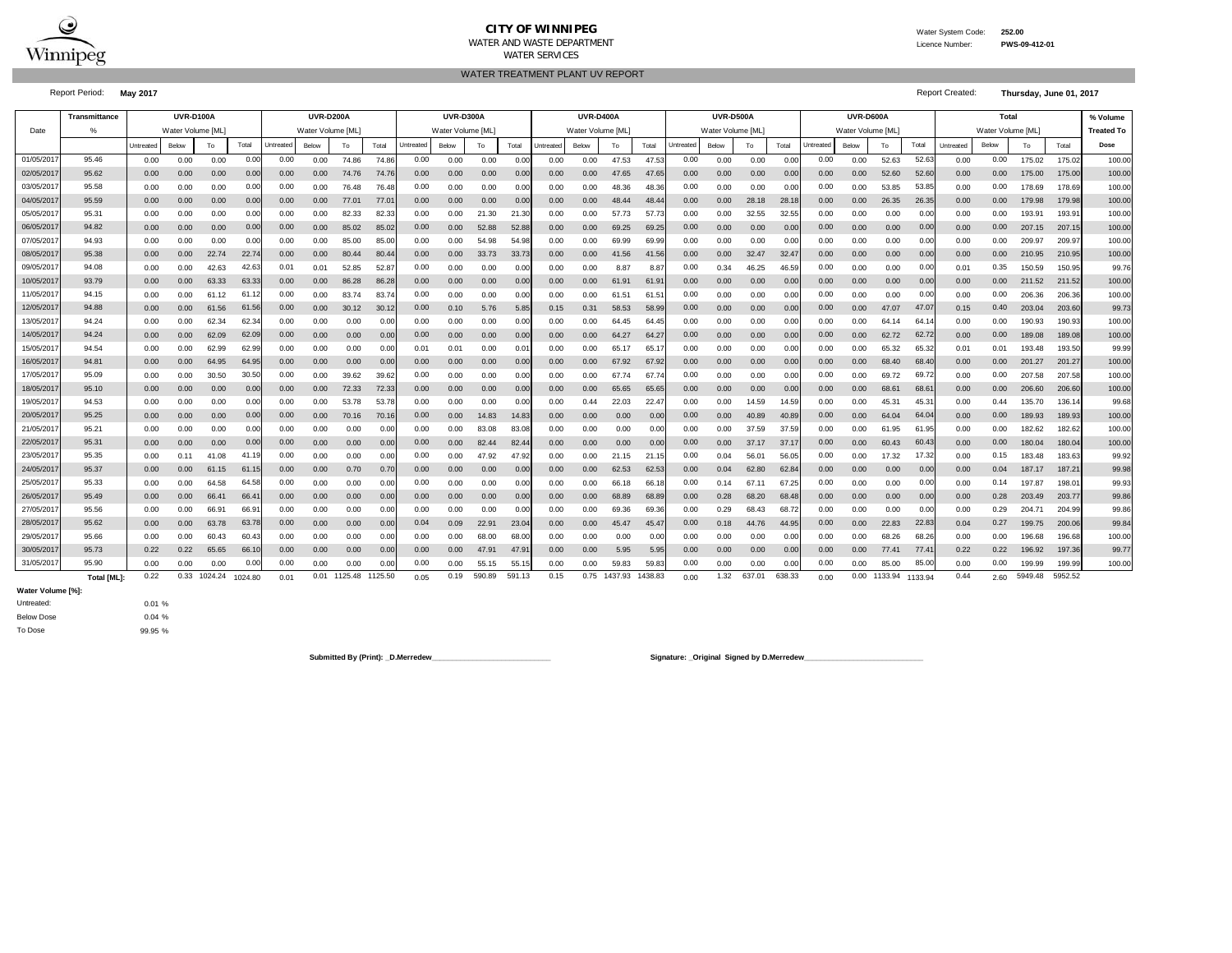# CITY OF WINNIPEG

WATER AND WASTE DEPARTMENT

WATER SERVICES

Water System Code: **252.00**

Licence Number: **PWS-09-412-01**

## WATER TREATMENT PLANT UV REPORT

Report Period: **May 2017**

Report Created: **Thursday, June 01, 2017**

| Date | Transmittance | UVR-D100A | | | | UVR-D200A | | | | UVR-D300A | | | | UVR-D400A | | | | UVR-D500A | | | | UVR-D600A | | | | Total | | | | % Volume |
|---|---|---|---|---|---|---|---|---|---|---|---|---|---|---|---|---|---|---|---|---|---|---|---|---|---|---|---|---|---|---|
| | % | Water Volume [ML] | | | | Water Volume [ML] | | | | Water Volume [ML] | | | | Water Volume [ML] | | | | Water Volume [ML] | | | | Water Volume [ML] | | | | Water Volume [ML] | | | | Treated To |
| | | Untreated | Below | To | Total | Untreated | Below | To | Total | Untreated | Below | To | Total | Untreated | Below | To | Total | Untreated | Below | To | Total | Untreated | Below | To | Total | Untreated | Below | To | Total | Dose |
| 01/05/2017 | 95.46 | 0.00 | 0.00 | 0.00 | 0.00 | 0.00 | 0.00 | 74.86 | 74.86 | 0.00 | 0.00 | 0.00 | 0.00 | 0.00 | 0.00 | 47.53 | 47.53 | 0.00 | 0.00 | 0.00 | 0.00 | 0.00 | 0.00 | 52.63 | 52.63 | 0.00 | 0.00 | 175.02 | 175.02 | 100.00 |
| 02/05/2017 | 95.62 | 0.00 | 0.00 | 0.00 | 0.00 | 0.00 | 0.00 | 74.76 | 74.76 | 0.00 | 0.00 | 0.00 | 0.00 | 0.00 | 0.00 | 47.65 | 47.65 | 0.00 | 0.00 | 0.00 | 0.00 | 0.00 | 0.00 | 52.60 | 52.60 | 0.00 | 0.00 | 175.00 | 175.00 | 100.00 |
| 03/05/2017 | 95.58 | 0.00 | 0.00 | 0.00 | 0.00 | 0.00 | 0.00 | 76.48 | 76.48 | 0.00 | 0.00 | 0.00 | 0.00 | 0.00 | 0.00 | 48.36 | 48.36 | 0.00 | 0.00 | 0.00 | 0.00 | 0.00 | 0.00 | 53.85 | 53.85 | 0.00 | 0.00 | 178.69 | 178.69 | 100.00 |
| 04/05/2017 | 95.59 | 0.00 | 0.00 | 0.00 | 0.00 | 0.00 | 0.00 | 77.01 | 77.01 | 0.00 | 0.00 | 0.00 | 0.00 | 0.00 | 0.00 | 48.44 | 48.44 | 0.00 | 0.00 | 28.18 | 28.18 | 0.00 | 0.00 | 26.35 | 26.35 | 0.00 | 0.00 | 179.98 | 179.98 | 100.00 |
| 05/05/2017 | 95.31 | 0.00 | 0.00 | 0.00 | 0.00 | 0.00 | 0.00 | 82.33 | 82.33 | 0.00 | 0.00 | 21.30 | 21.30 | 0.00 | 0.00 | 57.73 | 57.73 | 0.00 | 0.00 | 32.55 | 32.55 | 0.00 | 0.00 | 0.00 | 0.00 | 0.00 | 0.00 | 193.91 | 193.91 | 100.00 |
| 06/05/2017 | 94.82 | 0.00 | 0.00 | 0.00 | 0.00 | 0.00 | 0.00 | 85.02 | 85.02 | 0.00 | 0.00 | 52.88 | 52.88 | 0.00 | 0.00 | 69.25 | 69.25 | 0.00 | 0.00 | 0.00 | 0.00 | 0.00 | 0.00 | 0.00 | 0.00 | 0.00 | 0.00 | 207.15 | 207.15 | 100.00 |
| 07/05/2017 | 94.93 | 0.00 | 0.00 | 0.00 | 0.00 | 0.00 | 0.00 | 85.00 | 85.00 | 0.00 | 0.00 | 54.98 | 54.98 | 0.00 | 0.00 | 69.99 | 69.99 | 0.00 | 0.00 | 0.00 | 0.00 | 0.00 | 0.00 | 0.00 | 0.00 | 0.00 | 0.00 | 209.97 | 209.97 | 100.00 |
| 08/05/2017 | 95.38 | 0.00 | 0.00 | 22.74 | 22.74 | 0.00 | 0.00 | 80.44 | 80.44 | 0.00 | 0.00 | 33.73 | 33.73 | 0.00 | 0.00 | 41.56 | 41.56 | 0.00 | 0.00 | 32.47 | 32.47 | 0.00 | 0.00 | 0.00 | 0.00 | 0.00 | 0.00 | 210.95 | 210.95 | 100.00 |
| 09/05/2017 | 94.08 | 0.00 | 0.00 | 42.63 | 42.63 | 0.01 | 0.01 | 52.85 | 52.87 | 0.00 | 0.00 | 0.00 | 0.00 | 0.00 | 0.00 | 8.87 | 8.87 | 0.00 | 0.34 | 46.25 | 46.59 | 0.00 | 0.00 | 0.00 | 0.00 | 0.01 | 0.35 | 150.59 | 150.95 | 99.76 |
| 10/05/2017 | 93.79 | 0.00 | 0.00 | 63.33 | 63.33 | 0.00 | 0.00 | 86.28 | 86.28 | 0.00 | 0.00 | 0.00 | 0.00 | 0.00 | 0.00 | 61.91 | 61.91 | 0.00 | 0.00 | 0.00 | 0.00 | 0.00 | 0.00 | 0.00 | 0.00 | 0.00 | 0.00 | 211.52 | 211.52 | 100.00 |
| 11/05/2017 | 94.15 | 0.00 | 0.00 | 61.12 | 61.12 | 0.00 | 0.00 | 83.74 | 83.74 | 0.00 | 0.00 | 0.00 | 0.00 | 0.00 | 0.00 | 61.51 | 61.51 | 0.00 | 0.00 | 0.00 | 0.00 | 0.00 | 0.00 | 0.00 | 0.00 | 0.00 | 0.00 | 206.36 | 206.36 | 100.00 |
| 12/05/2017 | 94.88 | 0.00 | 0.00 | 61.56 | 61.56 | 0.00 | 0.00 | 30.12 | 30.12 | 0.00 | 0.10 | 5.76 | 5.85 | 0.15 | 0.31 | 58.53 | 58.99 | 0.00 | 0.00 | 0.00 | 0.00 | 0.00 | 0.00 | 47.07 | 47.07 | 0.15 | 0.40 | 203.04 | 203.60 | 99.73 |
| 13/05/2017 | 94.24 | 0.00 | 0.00 | 62.34 | 62.34 | 0.00 | 0.00 | 0.00 | 0.00 | 0.00 | 0.00 | 0.00 | 0.00 | 0.00 | 0.00 | 64.45 | 64.45 | 0.00 | 0.00 | 0.00 | 0.00 | 0.00 | 0.00 | 64.14 | 64.14 | 0.00 | 0.00 | 190.93 | 190.93 | 100.00 |
| 14/05/2017 | 94.24 | 0.00 | 0.00 | 62.09 | 62.09 | 0.00 | 0.00 | 0.00 | 0.00 | 0.00 | 0.00 | 0.00 | 0.00 | 0.00 | 0.00 | 64.27 | 64.27 | 0.00 | 0.00 | 0.00 | 0.00 | 0.00 | 0.00 | 62.72 | 62.72 | 0.00 | 0.00 | 189.08 | 189.08 | 100.00 |
| 15/05/2017 | 94.54 | 0.00 | 0.00 | 62.99 | 62.99 | 0.00 | 0.00 | 0.00 | 0.00 | 0.01 | 0.01 | 0.00 | 0.01 | 0.00 | 0.00 | 65.17 | 65.17 | 0.00 | 0.00 | 0.00 | 0.00 | 0.00 | 0.00 | 65.32 | 65.32 | 0.01 | 0.01 | 193.48 | 193.50 | 99.99 |
| 16/05/2017 | 94.81 | 0.00 | 0.00 | 64.95 | 64.95 | 0.00 | 0.00 | 0.00 | 0.00 | 0.00 | 0.00 | 0.00 | 0.00 | 0.00 | 0.00 | 67.92 | 67.92 | 0.00 | 0.00 | 0.00 | 0.00 | 0.00 | 0.00 | 68.40 | 68.40 | 0.00 | 0.00 | 201.27 | 201.27 | 100.00 |
| 17/05/2017 | 95.09 | 0.00 | 0.00 | 30.50 | 30.50 | 0.00 | 0.00 | 39.62 | 39.62 | 0.00 | 0.00 | 0.00 | 0.00 | 0.00 | 0.00 | 67.74 | 67.74 | 0.00 | 0.00 | 0.00 | 0.00 | 0.00 | 0.00 | 69.72 | 69.72 | 0.00 | 0.00 | 207.58 | 207.58 | 100.00 |
| 18/05/2017 | 95.10 | 0.00 | 0.00 | 0.00 | 0.00 | 0.00 | 0.00 | 72.33 | 72.33 | 0.00 | 0.00 | 0.00 | 0.00 | 0.00 | 0.00 | 65.65 | 65.65 | 0.00 | 0.00 | 0.00 | 0.00 | 0.00 | 0.00 | 68.61 | 68.61 | 0.00 | 0.00 | 206.60 | 206.60 | 100.00 |
| 19/05/2017 | 94.53 | 0.00 | 0.00 | 0.00 | 0.00 | 0.00 | 0.00 | 53.78 | 53.78 | 0.00 | 0.00 | 0.00 | 0.00 | 0.00 | 0.44 | 22.03 | 22.47 | 0.00 | 0.00 | 14.59 | 14.59 | 0.00 | 0.00 | 45.31 | 45.31 | 0.00 | 0.44 | 135.70 | 136.14 | 99.68 |
| 20/05/2017 | 95.25 | 0.00 | 0.00 | 0.00 | 0.00 | 0.00 | 0.00 | 70.16 | 70.16 | 0.00 | 0.00 | 14.83 | 14.83 | 0.00 | 0.00 | 0.00 | 0.00 | 0.00 | 0.00 | 40.89 | 40.89 | 0.00 | 0.00 | 64.04 | 64.04 | 0.00 | 0.00 | 189.93 | 189.93 | 100.00 |
| 21/05/2017 | 95.21 | 0.00 | 0.00 | 0.00 | 0.00 | 0.00 | 0.00 | 0.00 | 0.00 | 0.00 | 0.00 | 83.08 | 83.08 | 0.00 | 0.00 | 0.00 | 0.00 | 0.00 | 0.00 | 37.59 | 37.59 | 0.00 | 0.00 | 61.95 | 61.95 | 0.00 | 0.00 | 182.62 | 182.62 | 100.00 |
| 22/05/2017 | 95.31 | 0.00 | 0.00 | 0.00 | 0.00 | 0.00 | 0.00 | 0.00 | 0.00 | 0.00 | 0.00 | 82.44 | 82.44 | 0.00 | 0.00 | 0.00 | 0.00 | 0.00 | 0.00 | 37.17 | 37.17 | 0.00 | 0.00 | 60.43 | 60.43 | 0.00 | 0.00 | 180.04 | 180.04 | 100.00 |
| 23/05/2017 | 95.35 | 0.00 | 0.11 | 41.08 | 41.19 | 0.00 | 0.00 | 0.00 | 0.00 | 0.00 | 0.00 | 47.92 | 47.92 | 0.00 | 0.00 | 21.15 | 21.15 | 0.00 | 0.04 | 56.01 | 56.05 | 0.00 | 0.00 | 17.32 | 17.32 | 0.00 | 0.15 | 183.48 | 183.63 | 99.92 |
| 24/05/2017 | 95.37 | 0.00 | 0.00 | 61.15 | 61.15 | 0.00 | 0.00 | 0.70 | 0.70 | 0.00 | 0.00 | 0.00 | 0.00 | 0.00 | 0.00 | 62.53 | 62.53 | 0.00 | 0.04 | 62.80 | 62.84 | 0.00 | 0.00 | 0.00 | 0.00 | 0.00 | 0.04 | 187.17 | 187.21 | 99.98 |
| 25/05/2017 | 95.33 | 0.00 | 0.00 | 64.58 | 64.58 | 0.00 | 0.00 | 0.00 | 0.00 | 0.00 | 0.00 | 0.00 | 0.00 | 0.00 | 0.00 | 66.18 | 66.18 | 0.00 | 0.14 | 67.11 | 67.25 | 0.00 | 0.00 | 0.00 | 0.00 | 0.00 | 0.14 | 197.87 | 198.01 | 99.93 |
| 26/05/2017 | 95.49 | 0.00 | 0.00 | 66.41 | 66.41 | 0.00 | 0.00 | 0.00 | 0.00 | 0.00 | 0.00 | 0.00 | 0.00 | 0.00 | 0.00 | 68.89 | 68.89 | 0.00 | 0.28 | 68.20 | 68.48 | 0.00 | 0.00 | 0.00 | 0.00 | 0.00 | 0.28 | 203.49 | 203.77 | 99.86 |
| 27/05/2017 | 95.56 | 0.00 | 0.00 | 66.91 | 66.91 | 0.00 | 0.00 | 0.00 | 0.00 | 0.00 | 0.00 | 0.00 | 0.00 | 0.00 | 0.00 | 69.36 | 69.36 | 0.00 | 0.29 | 68.43 | 68.72 | 0.00 | 0.00 | 0.00 | 0.00 | 0.00 | 0.29 | 204.71 | 204.99 | 99.86 |
| 28/05/2017 | 95.62 | 0.00 | 0.00 | 63.78 | 63.78 | 0.00 | 0.00 | 0.00 | 0.00 | 0.04 | 0.09 | 22.91 | 23.04 | 0.00 | 0.00 | 45.47 | 45.47 | 0.00 | 0.18 | 44.76 | 44.95 | 0.00 | 0.00 | 22.83 | 22.83 | 0.04 | 0.27 | 199.75 | 200.06 | 99.84 |
| 29/05/2017 | 95.66 | 0.00 | 0.00 | 60.43 | 60.43 | 0.00 | 0.00 | 0.00 | 0.00 | 0.00 | 0.00 | 68.00 | 68.00 | 0.00 | 0.00 | 0.00 | 0.00 | 0.00 | 0.00 | 0.00 | 0.00 | 0.00 | 0.00 | 68.26 | 68.26 | 0.00 | 0.00 | 196.68 | 196.68 | 100.00 |
| 30/05/2017 | 95.73 | 0.22 | 0.22 | 65.65 | 66.10 | 0.00 | 0.00 | 0.00 | 0.00 | 0.00 | 0.00 | 47.91 | 47.91 | 0.00 | 0.00 | 5.95 | 5.95 | 0.00 | 0.00 | 0.00 | 0.00 | 0.00 | 0.00 | 77.41 | 77.41 | 0.22 | 0.22 | 196.92 | 197.36 | 99.77 |
| 31/05/2017 | 95.90 | 0.00 | 0.00 | 0.00 | 0.00 | 0.00 | 0.00 | 0.00 | 0.00 | 0.00 | 0.00 | 55.15 | 55.15 | 0.00 | 0.00 | 59.83 | 59.83 | 0.00 | 0.00 | 0.00 | 0.00 | 0.00 | 0.00 | 85.00 | 85.00 | 0.00 | 0.00 | 199.99 | 199.99 | 100.00 |
| | **Total [ML]:** | 0.22 | 0.33 | 1024.24 | 1024.80 | 0.01 | 0.01 | 1125.48 | 1125.50 | 0.05 | 0.19 | 590.89 | 591.13 | 0.15 | 0.75 | 1437.93 | 1438.83 | 0.00 | 1.32 | 637.01 | 638.33 | 0.00 | 0.00 | 1133.94 | 1133.94 | 0.44 | 2.60 | 5949.48 | 5952.52 | |

**Water Volume [%]:**

| | |
|---|---|
| Untreated: | 0.01 % |
| Below Dose | 0.04 % |
| To Dose | 99.95 % |

**Submitted By (Print): _D.Merredew___________________________**

**Signature: _Original Signed by D.Merredew___________________________**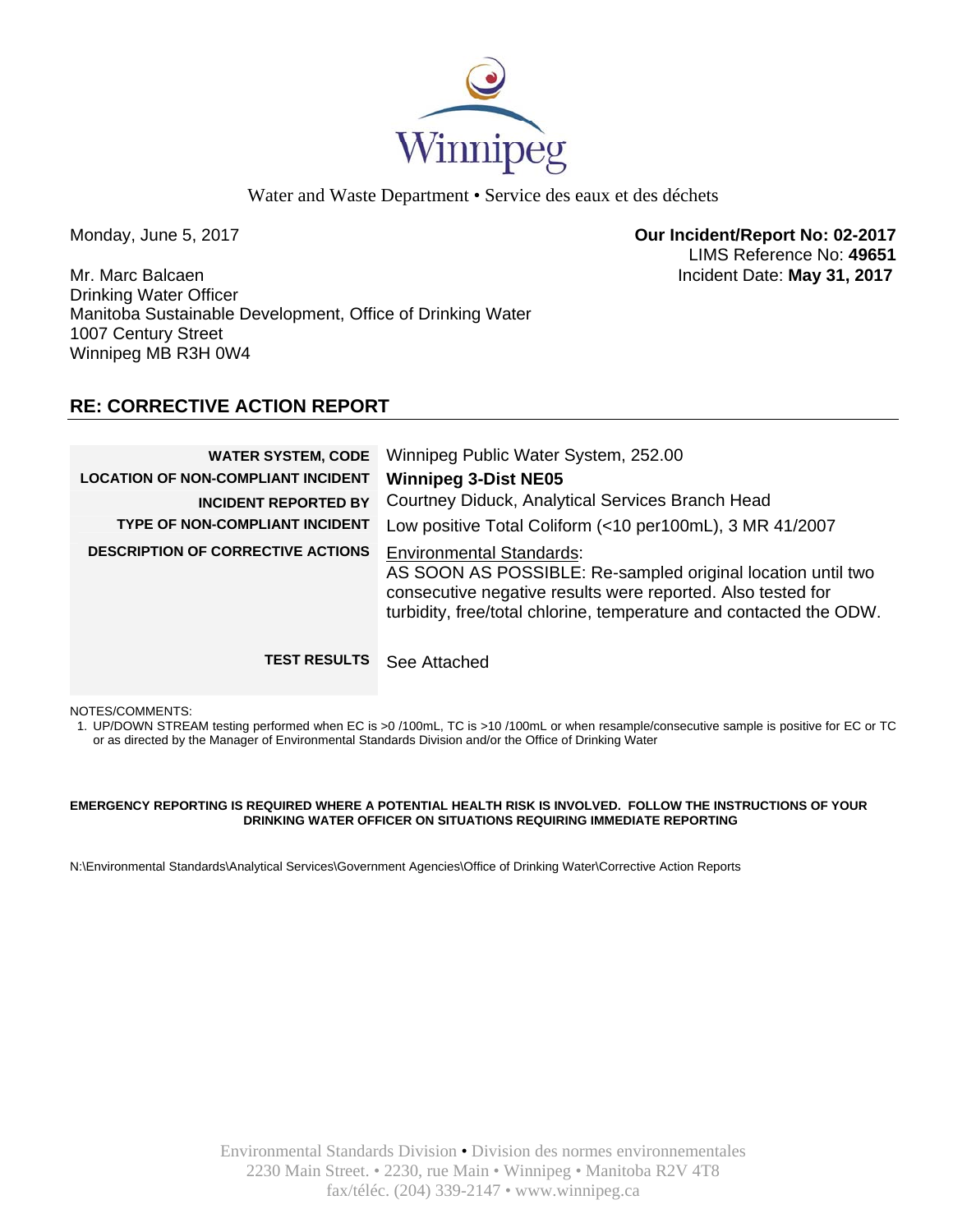Winnipeg

Water and Waste Department • Service des eaux et des déchets

Monday, June 5, 2017

**Our Incident/Report No: 02-2017**
LIMS Reference No: **49651**
Incident Date: **May 31, 2017**

Mr. Marc Balcaen
Drinking Water Officer
Manitoba Sustainable Development, Office of Drinking Water
1007 Century Street
Winnipeg MB R3H 0W4

## RE: CORRECTIVE ACTION REPORT

| | |
|---|---|
| **WATER SYSTEM, CODE** | Winnipeg Public Water System, 252.00 |
| **LOCATION OF NON-COMPLIANT INCIDENT** | **Winnipeg 3-Dist NE05** |
| **INCIDENT REPORTED BY** | Courtney Diduck, Analytical Services Branch Head |
| **TYPE OF NON-COMPLIANT INCIDENT** | Low positive Total Coliform (<10 per100mL), 3 MR 41/2007 |
| **DESCRIPTION OF CORRECTIVE ACTIONS** | Environmental Standards: AS SOON AS POSSIBLE: Re-sampled original location until two consecutive negative results were reported. Also tested for turbidity, free/total chlorine, temperature and contacted the ODW. |
| **TEST RESULTS** | See Attached |

NOTES/COMMENTS:

1. UP/DOWN STREAM testing performed when EC is >0 /100mL, TC is >10 /100mL or when resample/consecutive sample is positive for EC or TC or as directed by the Manager of Environmental Standards Division and/or the Office of Drinking Water

**EMERGENCY REPORTING IS REQUIRED WHERE A POTENTIAL HEALTH RISK IS INVOLVED. FOLLOW THE INSTRUCTIONS OF YOUR DRINKING WATER OFFICER ON SITUATIONS REQUIRING IMMEDIATE REPORTING**

N:\Environmental Standards\Analytical Services\Government Agencies\Office of Drinking Water\Corrective Action Reports

Environmental Standards Division • Division des normes environnementales
2230 Main Street. • 2230, rue Main • Winnipeg • Manitoba R2V 4T8
fax/téléc. (204) 339-2147 • www.winnipeg.ca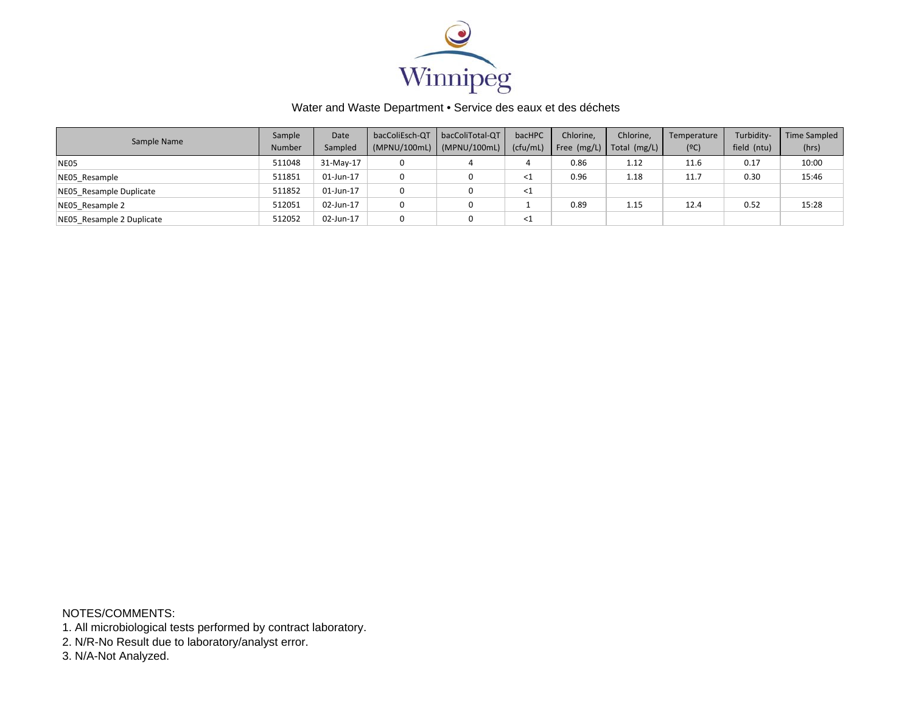Winnipeg

Water and Waste Department • Service des eaux et des déchets

| Sample Name | Sample Number | Date Sampled | bacColiEsch-QT (MPNU/100mL) | bacColiTotal-QT (MPNU/100mL) | bacHPC (cfu/mL) | Chlorine, Free (mg/L) | Chlorine, Total (mg/L) | Temperature (ºC) | Turbidity-field (ntu) | Time Sampled (hrs) |
|---|---|---|---|---|---|---|---|---|---|---|
| NE05 | 511048 | 31-May-17 | 0 | 4 | 4 | 0.86 | 1.12 | 11.6 | 0.17 | 10:00 |
| NE05_Resample | 511851 | 01-Jun-17 | 0 | 0 | <1 | 0.96 | 1.18 | 11.7 | 0.30 | 15:46 |
| NE05_Resample Duplicate | 511852 | 01-Jun-17 | 0 | 0 | <1 | | | | | |
| NE05_Resample 2 | 512051 | 02-Jun-17 | 0 | 0 | 1 | 0.89 | 1.15 | 12.4 | 0.52 | 15:28 |
| NE05_Resample 2 Duplicate | 512052 | 02-Jun-17 | 0 | 0 | <1 | | | | | |

NOTES/COMMENTS:

1. All microbiological tests performed by contract laboratory.
2. N/R-No Result due to laboratory/analyst error.
3. N/A-Not Analyzed.